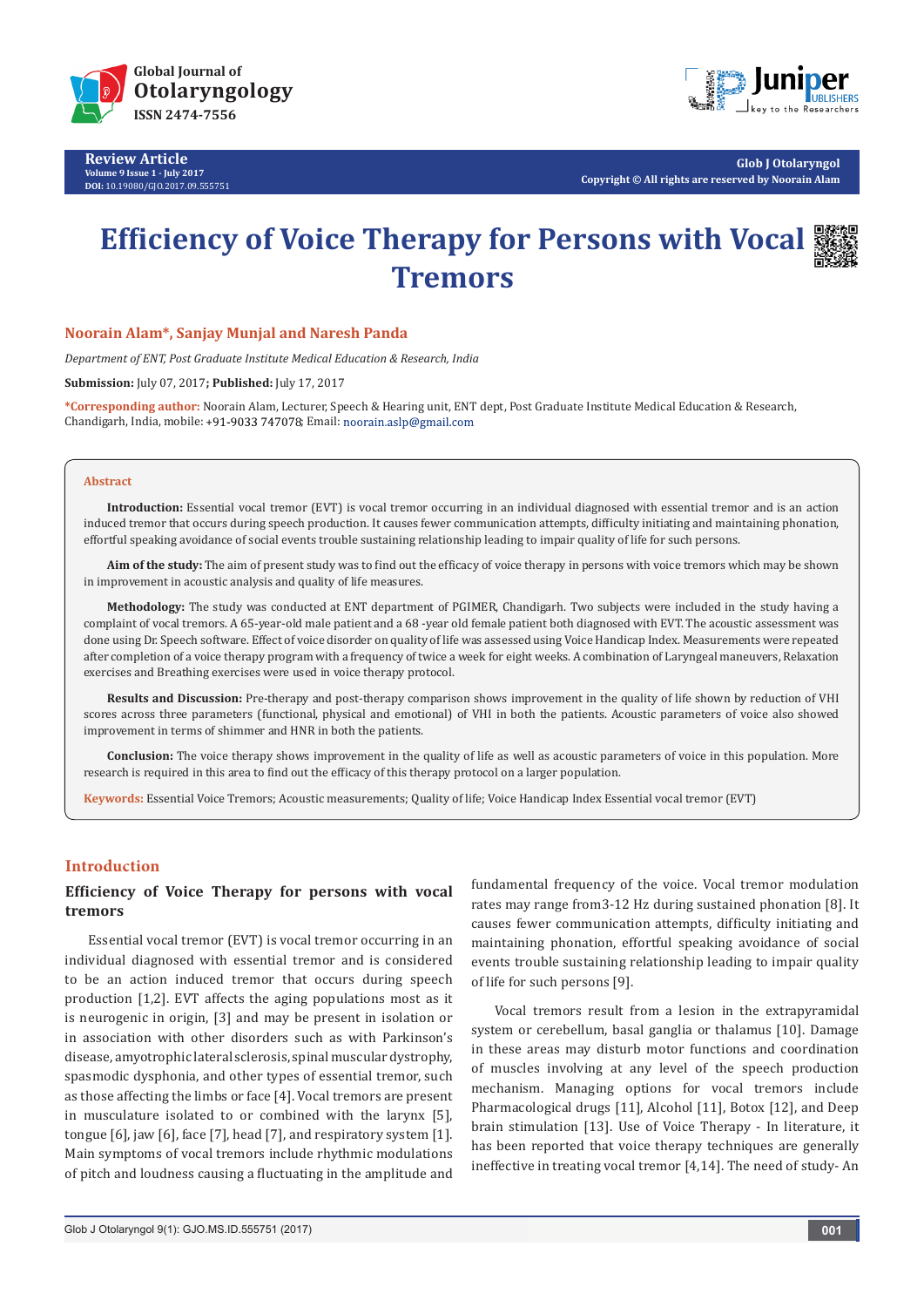Review Article

Volume 9 Issue 1 - July 2017

DOI: 10.19080/GJO.2017.09.555751

Glob J Otolaryngol

Copyright © All rights are reserved by Noorain Alam

# Efficiency of Voice Therapy for Persons with Vocal Tremors

**Noorain Alam*, Sanjay Munjal and Naresh Panda**

*Department of ENT, Post Graduate Institute Medical Education & Research, India*

**Submission:** July 07, 2017; **Published:** July 17, 2017

***Corresponding author:** Noorain Alam, Lecturer, Speech & Hearing unit, ENT dept, Post Graduate Institute Medical Education & Research, Chandigarh, India, mobile: +91-9033 747078; Email: noorain.aslp@gmail.com

## Abstract

**Introduction:** Essential vocal tremor (EVT) is vocal tremor occurring in an individual diagnosed with essential tremor and is an action induced tremor that occurs during speech production. It causes fewer communication attempts, difficulty initiating and maintaining phonation, effortful speaking avoidance of social events trouble sustaining relationship leading to impair quality of life for such persons.

**Aim of the study:** The aim of present study was to find out the efficacy of voice therapy in persons with voice tremors which may be shown in improvement in acoustic analysis and quality of life measures.

**Methodology:** The study was conducted at ENT department of PGIMER, Chandigarh. Two subjects were included in the study having a complaint of vocal tremors. A 65-year-old male patient and a 68 -year old female patient both diagnosed with EVT. The acoustic assessment was done using Dr. Speech software. Effect of voice disorder on quality of life was assessed using Voice Handicap Index. Measurements were repeated after completion of a voice therapy program with a frequency of twice a week for eight weeks. A combination of Laryngeal maneuvers, Relaxation exercises and Breathing exercises were used in voice therapy protocol.

**Results and Discussion:** Pre-therapy and post-therapy comparison shows improvement in the quality of life shown by reduction of VHI scores across three parameters (functional, physical and emotional) of VHI in both the patients. Acoustic parameters of voice also showed improvement in terms of shimmer and HNR in both the patients.

**Conclusion:** The voice therapy shows improvement in the quality of life as well as acoustic parameters of voice in this population. More research is required in this area to find out the efficacy of this therapy protocol on a larger population.

**Keywords:** Essential Voice Tremors; Acoustic measurements; Quality of life; Voice Handicap Index Essential vocal tremor (EVT)

## Introduction

### Efficiency of Voice Therapy for persons with vocal tremors

Essential vocal tremor (EVT) is vocal tremor occurring in an individual diagnosed with essential tremor and is considered to be an action induced tremor that occurs during speech production [1,2]. EVT affects the aging populations most as it is neurogenic in origin, [3] and may be present in isolation or in association with other disorders such as with Parkinson's disease, amyotrophic lateral sclerosis, spinal muscular dystrophy, spasmodic dysphonia, and other types of essential tremor, such as those affecting the limbs or face [4]. Vocal tremors are present in musculature isolated to or combined with the larynx [5], tongue [6], jaw [6], face [7], head [7], and respiratory system [1]. Main symptoms of vocal tremors include rhythmic modulations of pitch and loudness causing a fluctuating in the amplitude and fundamental frequency of the voice. Vocal tremor modulation rates may range from3-12 Hz during sustained phonation [8]. It causes fewer communication attempts, difficulty initiating and maintaining phonation, effortful speaking avoidance of social events trouble sustaining relationship leading to impair quality of life for such persons [9].

Vocal tremors result from a lesion in the extrapyramidal system or cerebellum, basal ganglia or thalamus [10]. Damage in these areas may disturb motor functions and coordination of muscles involving at any level of the speech production mechanism. Managing options for vocal tremors include Pharmacological drugs [11], Alcohol [11], Botox [12], and Deep brain stimulation [13]. Use of Voice Therapy - In literature, it has been reported that voice therapy techniques are generally ineffective in treating vocal tremor [4,14]. The need of study- An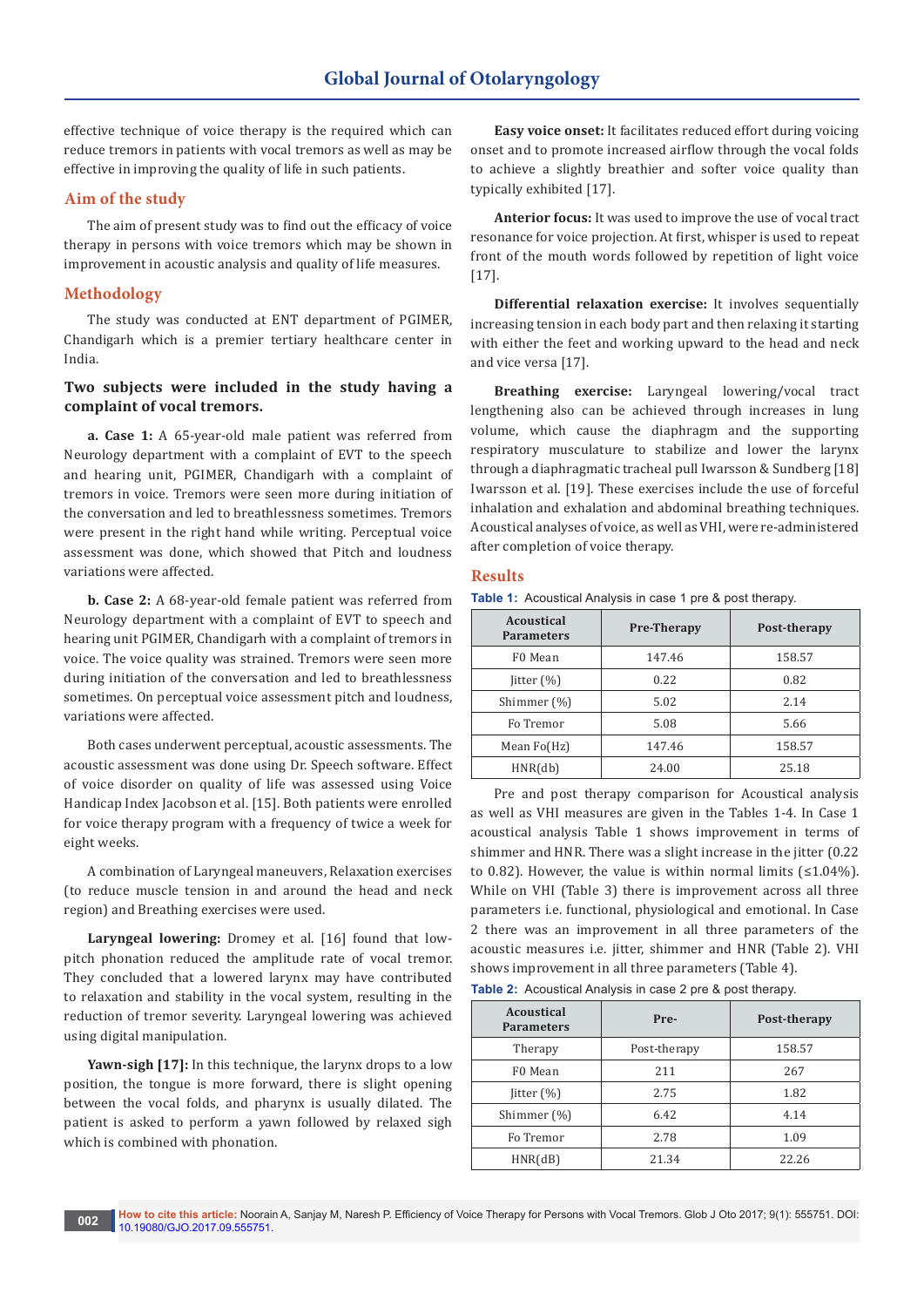effective technique of voice therapy is the required which can reduce tremors in patients with vocal tremors as well as may be effective in improving the quality of life in such patients.

## Aim of the study

The aim of present study was to find out the efficacy of voice therapy in persons with voice tremors which may be shown in improvement in acoustic analysis and quality of life measures.

## Methodology

The study was conducted at ENT department of PGIMER, Chandigarh which is a premier tertiary healthcare center in India.

### Two subjects were included in the study having a complaint of vocal tremors.

**a. Case 1:** A 65-year-old male patient was referred from Neurology department with a complaint of EVT to the speech and hearing unit, PGIMER, Chandigarh with a complaint of tremors in voice. Tremors were seen more during initiation of the conversation and led to breathlessness sometimes. Tremors were present in the right hand while writing. Perceptual voice assessment was done, which showed that Pitch and loudness variations were affected.

**b. Case 2:** A 68-year-old female patient was referred from Neurology department with a complaint of EVT to speech and hearing unit PGIMER, Chandigarh with a complaint of tremors in voice. The voice quality was strained. Tremors were seen more during initiation of the conversation and led to breathlessness sometimes. On perceptual voice assessment pitch and loudness, variations were affected.

Both cases underwent perceptual, acoustic assessments. The acoustic assessment was done using Dr. Speech software. Effect of voice disorder on quality of life was assessed using Voice Handicap Index Jacobson et al. [15]. Both patients were enrolled for voice therapy program with a frequency of twice a week for eight weeks.

A combination of Laryngeal maneuvers, Relaxation exercises (to reduce muscle tension in and around the head and neck region) and Breathing exercises were used.

**Laryngeal lowering:** Dromey et al. [16] found that low-pitch phonation reduced the amplitude rate of vocal tremor. They concluded that a lowered larynx may have contributed to relaxation and stability in the vocal system, resulting in the reduction of tremor severity. Laryngeal lowering was achieved using digital manipulation.

**Yawn-sigh [17]:** In this technique, the larynx drops to a low position, the tongue is more forward, there is slight opening between the vocal folds, and pharynx is usually dilated. The patient is asked to perform a yawn followed by relaxed sigh which is combined with phonation.

**Easy voice onset:** It facilitates reduced effort during voicing onset and to promote increased airflow through the vocal folds to achieve a slightly breathier and softer voice quality than typically exhibited [17].

**Anterior focus:** It was used to improve the use of vocal tract resonance for voice projection. At first, whisper is used to repeat front of the mouth words followed by repetition of light voice [17].

**Differential relaxation exercise:** It involves sequentially increasing tension in each body part and then relaxing it starting with either the feet and working upward to the head and neck and vice versa [17].

**Breathing exercise:** Laryngeal lowering/vocal tract lengthening also can be achieved through increases in lung volume, which cause the diaphragm and the supporting respiratory musculature to stabilize and lower the larynx through a diaphragmatic tracheal pull Iwarsson & Sundberg [18] Iwarsson et al. [19]. These exercises include the use of forceful inhalation and exhalation and abdominal breathing techniques. Acoustical analyses of voice, as well as VHI, were re-administered after completion of voice therapy.

## Results

**Table 1:** Acoustical Analysis in case 1 pre & post therapy.

| Acoustical Parameters | Pre-Therapy | Post-therapy |
|---|---|---|
| F0 Mean | 147.46 | 158.57 |
| Jitter (%) | 0.22 | 0.82 |
| Shimmer (%) | 5.02 | 2.14 |
| Fo Tremor | 5.08 | 5.66 |
| Mean Fo(Hz) | 147.46 | 158.57 |
| HNR(db) | 24.00 | 25.18 |

Pre and post therapy comparison for Acoustical analysis as well as VHI measures are given in the Tables 1-4. In Case 1 acoustical analysis Table 1 shows improvement in terms of shimmer and HNR. There was a slight increase in the jitter (0.22 to 0.82). However, the value is within normal limits (≤1.04%). While on VHI (Table 3) there is improvement across all three parameters i.e. functional, physiological and emotional. In Case 2 there was an improvement in all three parameters of the acoustic measures i.e. jitter, shimmer and HNR (Table 2). VHI shows improvement in all three parameters (Table 4).

**Table 2:** Acoustical Analysis in case 2 pre & post therapy.

| Acoustical Parameters | Pre- | Post-therapy |
|---|---|---|
| Therapy | Post-therapy | 158.57 |
| F0 Mean | 211 | 267 |
| Jitter (%) | 2.75 | 1.82 |
| Shimmer (%) | 6.42 | 4.14 |
| Fo Tremor | 2.78 | 1.09 |
| HNR(dB) | 21.34 | 22.26 |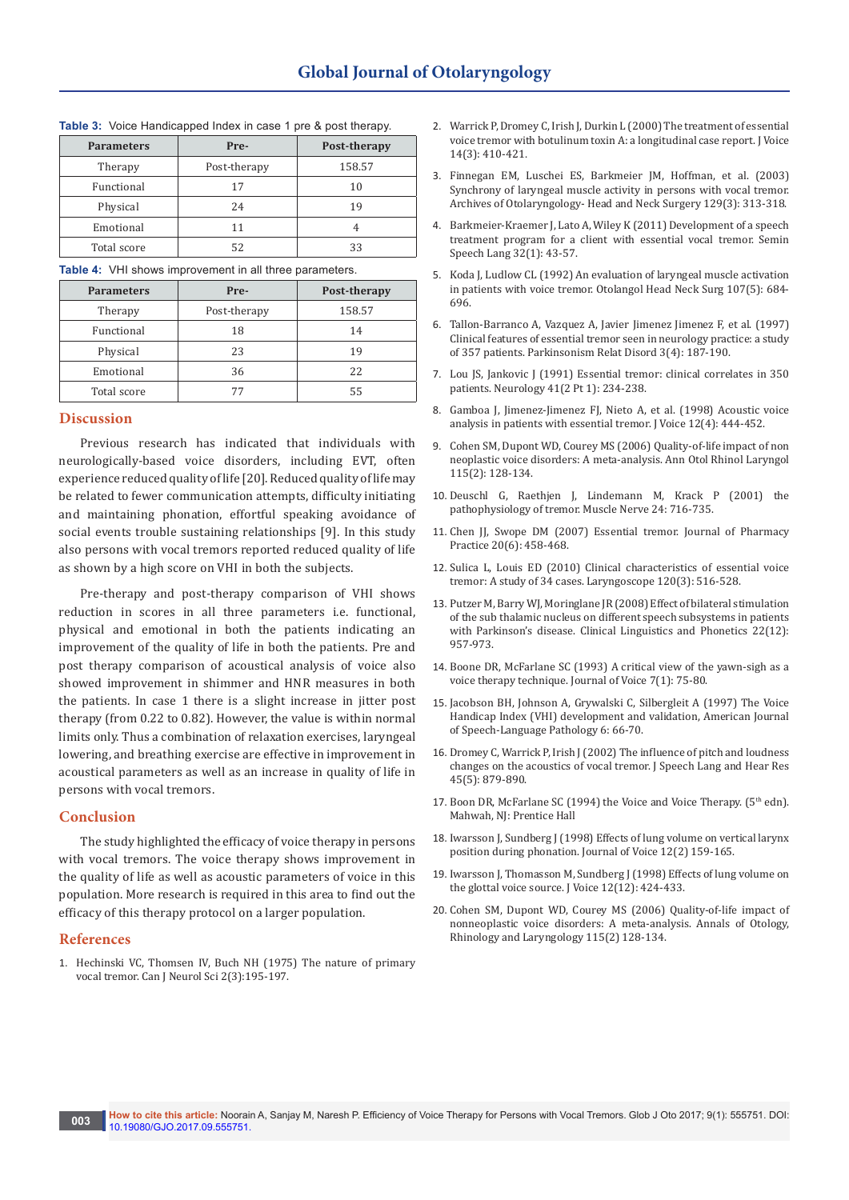**Table 3:** Voice Handicapped Index in case 1 pre & post therapy.

| Parameters | Pre- | Post-therapy |
|---|---|---|
| Therapy | Post-therapy | 158.57 |
| Functional | 17 | 10 |
| Physical | 24 | 19 |
| Emotional | 11 | 4 |
| Total score | 52 | 33 |

**Table 4:** VHI shows improvement in all three parameters.

| Parameters | Pre- | Post-therapy |
|---|---|---|
| Therapy | Post-therapy | 158.57 |
| Functional | 18 | 14 |
| Physical | 23 | 19 |
| Emotional | 36 | 22 |
| Total score | 77 | 55 |

## Discussion

Previous research has indicated that individuals with neurologically-based voice disorders, including EVT, often experience reduced quality of life [20]. Reduced quality of life may be related to fewer communication attempts, difficulty initiating and maintaining phonation, effortful speaking avoidance of social events trouble sustaining relationships [9]. In this study also persons with vocal tremors reported reduced quality of life as shown by a high score on VHI in both the subjects.

Pre-therapy and post-therapy comparison of VHI shows reduction in scores in all three parameters i.e. functional, physical and emotional in both the patients indicating an improvement of the quality of life in both the patients. Pre and post therapy comparison of acoustical analysis of voice also showed improvement in shimmer and HNR measures in both the patients. In case 1 there is a slight increase in jitter post therapy (from 0.22 to 0.82). However, the value is within normal limits only. Thus a combination of relaxation exercises, laryngeal lowering, and breathing exercise are effective in improvement in acoustical parameters as well as an increase in quality of life in persons with vocal tremors.

## Conclusion

The study highlighted the efficacy of voice therapy in persons with vocal tremors. The voice therapy shows improvement in the quality of life as well as acoustic parameters of voice in this population. More research is required in this area to find out the efficacy of this therapy protocol on a larger population.

## References

1. Hechinski VC, Thomsen IV, Buch NH (1975) The nature of primary vocal tremor. Can J Neurol Sci 2(3):195-197.
2. Warrick P, Dromey C, Irish J, Durkin L (2000) The treatment of essential voice tremor with botulinum toxin A: a longitudinal case report. J Voice 14(3): 410-421.
3. Finnegan EM, Luschei ES, Barkmeier JM, Hoffman, et al. (2003) Synchrony of laryngeal muscle activity in persons with vocal tremor. Archives of Otolaryngology- Head and Neck Surgery 129(3): 313-318.
4. Barkmeier-Kraemer J, Lato A, Wiley K (2011) Development of a speech treatment program for a client with essential vocal tremor. Semin Speech Lang 32(1): 43-57.
5. Koda J, Ludlow CL (1992) An evaluation of laryngeal muscle activation in patients with voice tremor. Otolangol Head Neck Surg 107(5): 684-696.
6. Tallon-Barranco A, Vazquez A, Javier Jimenez Jimenez F, et al. (1997) Clinical features of essential tremor seen in neurology practice: a study of 357 patients. Parkinsonism Relat Disord 3(4): 187-190.
7. Lou JS, Jankovic J (1991) Essential tremor: clinical correlates in 350 patients. Neurology 41(2 Pt 1): 234-238.
8. Gamboa J, Jimenez-Jimenez FJ, Nieto A, et al. (1998) Acoustic voice analysis in patients with essential tremor. J Voice 12(4): 444-452.
9. Cohen SM, Dupont WD, Courey MS (2006) Quality-of-life impact of non neoplastic voice disorders: A meta-analysis. Ann Otol Rhinol Laryngol 115(2): 128-134.
10. Deuschl G, Raethjen J, Lindemann M, Krack P (2001) the pathophysiology of tremor. Muscle Nerve 24: 716-735.
11. Chen JJ, Swope DM (2007) Essential tremor. Journal of Pharmacy Practice 20(6): 458-468.
12. Sulica L, Louis ED (2010) Clinical characteristics of essential voice tremor: A study of 34 cases. Laryngoscope 120(3): 516-528.
13. Putzer M, Barry WJ, Moringlane JR (2008) Effect of bilateral stimulation of the sub thalamic nucleus on different speech subsystems in patients with Parkinson's disease. Clinical Linguistics and Phonetics 22(12): 957-973.
14. Boone DR, McFarlane SC (1993) A critical view of the yawn-sigh as a voice therapy technique. Journal of Voice 7(1): 75-80.
15. Jacobson BH, Johnson A, Grywalski C, Silbergleit A (1997) The Voice Handicap Index (VHI) development and validation, American Journal of Speech-Language Pathology 6: 66-70.
16. Dromey C, Warrick P, Irish J (2002) The influence of pitch and loudness changes on the acoustics of vocal tremor. J Speech Lang and Hear Res 45(5): 879-890.
17. Boon DR, McFarlane SC (1994) the Voice and Voice Therapy. (5th edn). Mahwah, NJ: Prentice Hall
18. Iwarsson J, Sundberg J (1998) Effects of lung volume on vertical larynx position during phonation. Journal of Voice 12(2) 159-165.
19. Iwarsson J, Thomasson M, Sundberg J (1998) Effects of lung volume on the glottal voice source. J Voice 12(12): 424-433.
20. Cohen SM, Dupont WD, Courey MS (2006) Quality-of-life impact of nonneoplastic voice disorders: A meta-analysis. Annals of Otology, Rhinology and Laryngology 115(2) 128-134.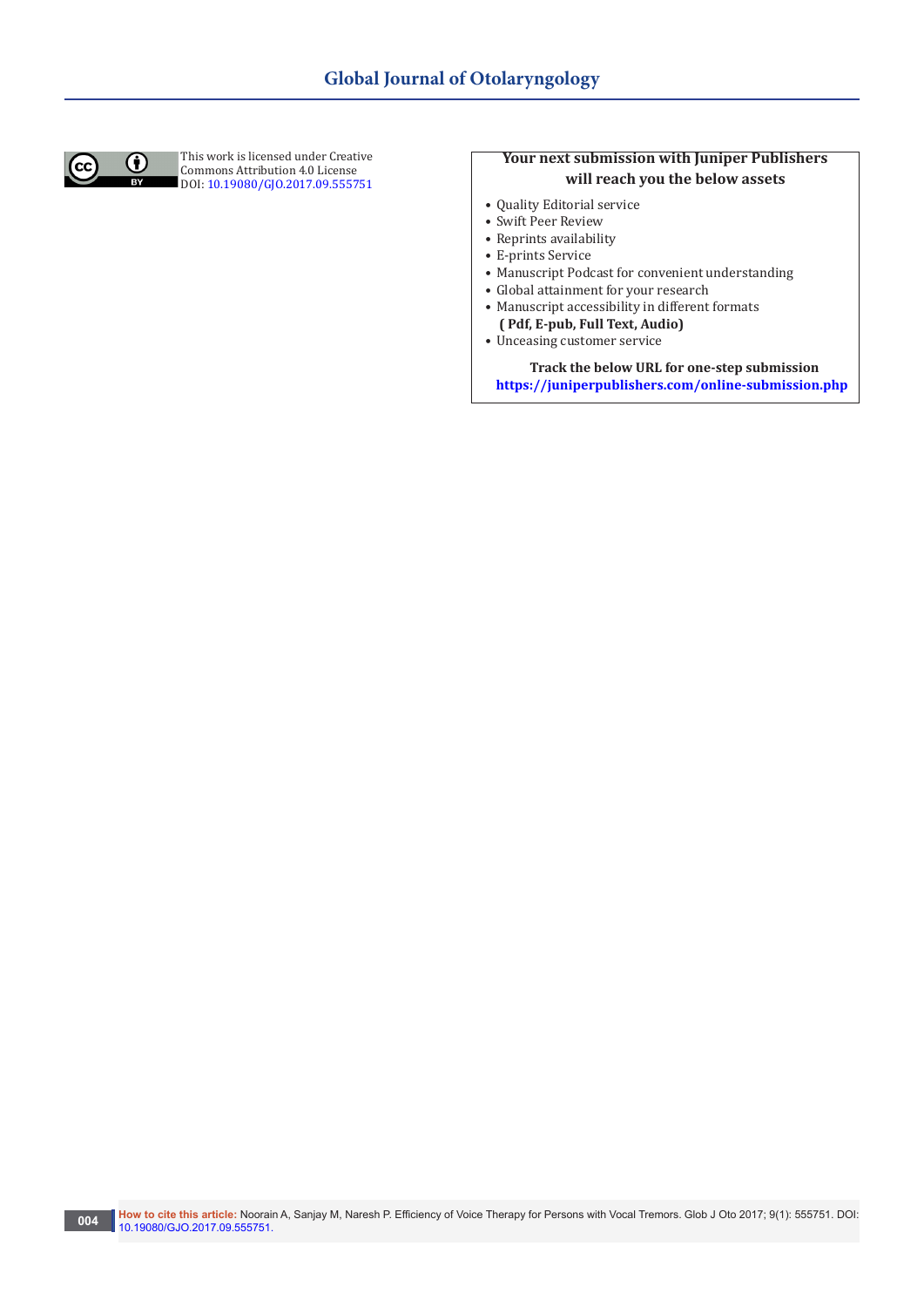This work is licensed under Creative Commons Attribution 4.0 License
DOI: 10.19080/GJO.2017.09.555751

**Your next submission with Juniper Publishers will reach you the below assets**

- Quality Editorial service
- Swift Peer Review
- Reprints availability
- E-prints Service
- Manuscript Podcast for convenient understanding
- Global attainment for your research
- Manuscript accessibility in different formats
  **( Pdf, E-pub, Full Text, Audio)**
- Unceasing customer service

**Track the below URL for one-step submission**
**https://juniperpublishers.com/online-submission.php**